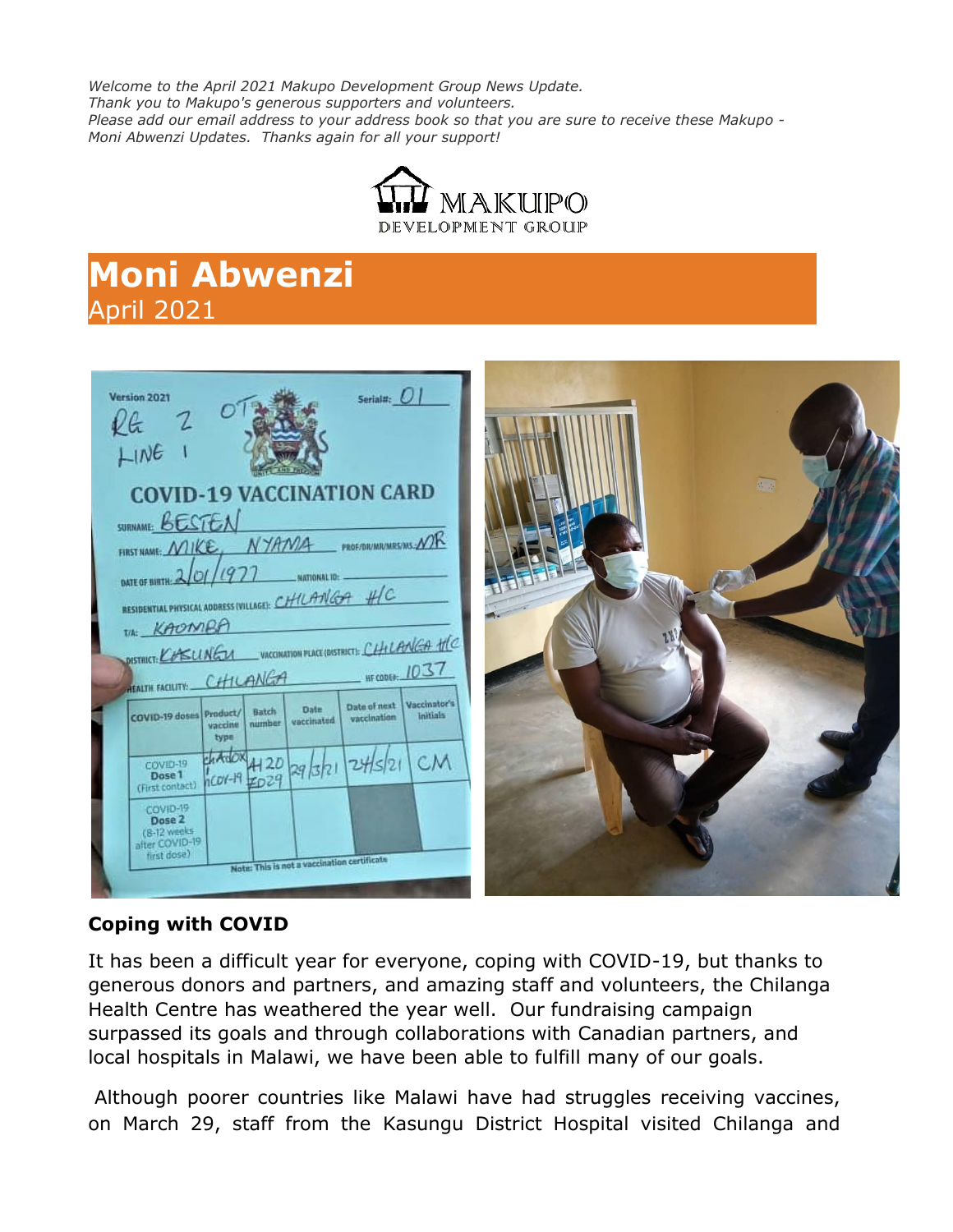*Welcome to the April 2021 Makupo Development Group News Update.*
*Thank you to Makupo's generous supporters and volunteers.*
*Please add our email address to your address book so that you are sure to receive these Makupo - Moni Abwenzi Updates. Thanks again for all your support!*

MAKUPO DEVELOPMENT GROUP

# Moni Abwenzi

April 2021

### Coping with COVID

It has been a difficult year for everyone, coping with COVID-19, but thanks to generous donors and partners, and amazing staff and volunteers, the Chilanga Health Centre has weathered the year well. Our fundraising campaign surpassed its goals and through collaborations with Canadian partners, and local hospitals in Malawi, we have been able to fulfill many of our goals.

Although poorer countries like Malawi have had struggles receiving vaccines, on March 29, staff from the Kasungu District Hospital visited Chilanga and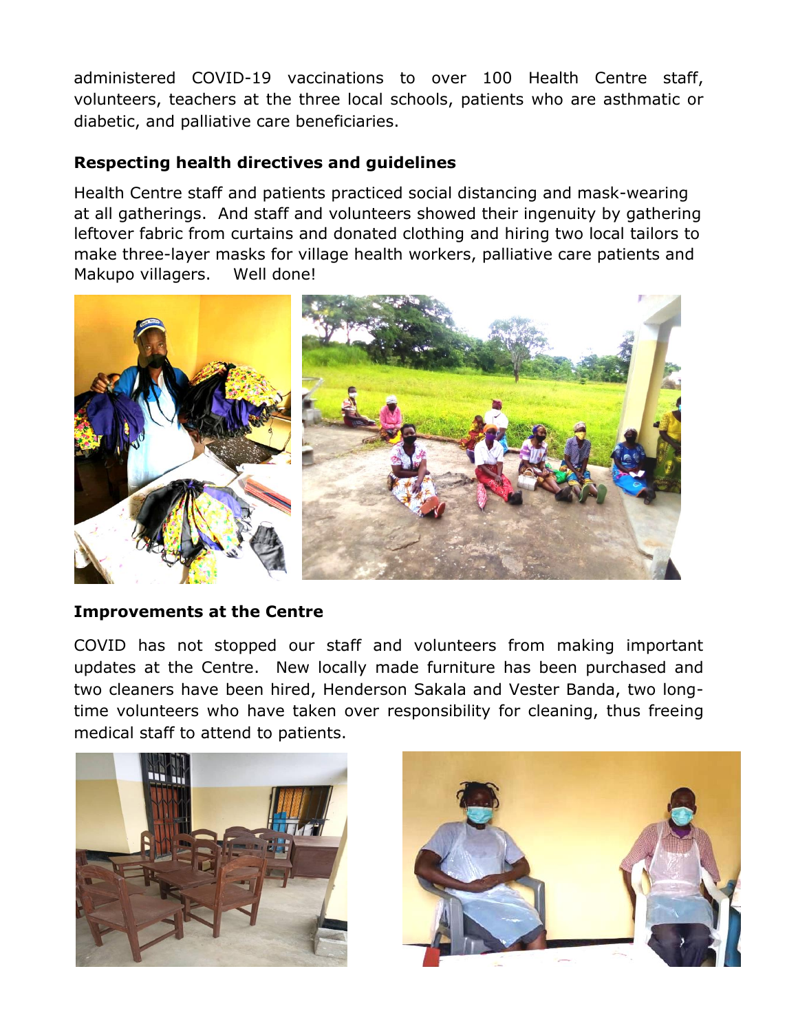administered COVID-19 vaccinations to over 100 Health Centre staff, volunteers, teachers at the three local schools, patients who are asthmatic or diabetic, and palliative care beneficiaries.

**Respecting health directives and guidelines**

Health Centre staff and patients practiced social distancing and mask-wearing at all gatherings. And staff and volunteers showed their ingenuity by gathering leftover fabric from curtains and donated clothing and hiring two local tailors to make three-layer masks for village health workers, palliative care patients and Makupo villagers. Well done!

**Improvements at the Centre**

COVID has not stopped our staff and volunteers from making important updates at the Centre. New locally made furniture has been purchased and two cleaners have been hired, Henderson Sakala and Vester Banda, two long-time volunteers who have taken over responsibility for cleaning, thus freeing medical staff to attend to patients.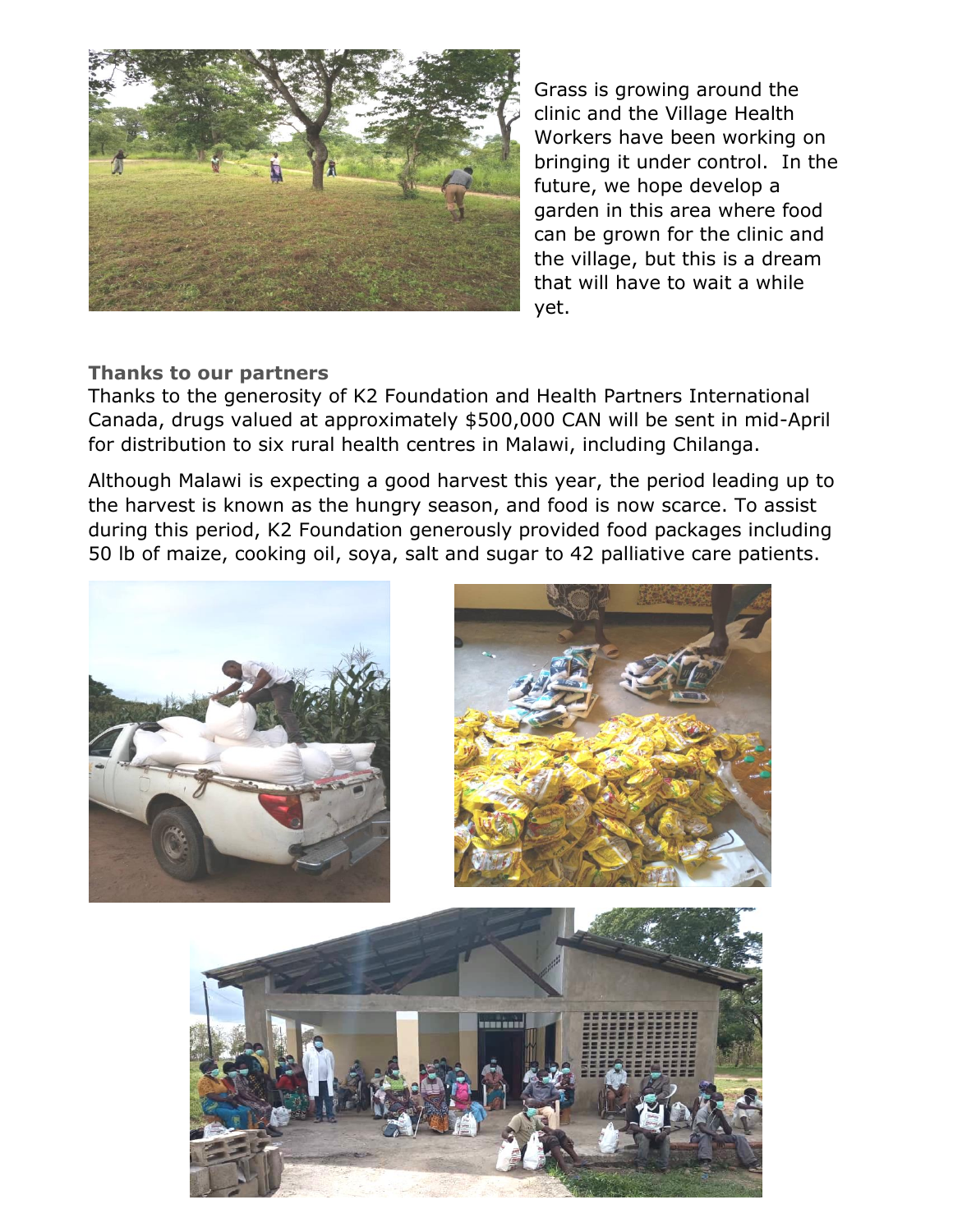Grass is growing around the clinic and the Village Health Workers have been working on bringing it under control. In the future, we hope develop a garden in this area where food can be grown for the clinic and the village, but this is a dream that will have to wait a while yet.

**Thanks to our partners**

Thanks to the generosity of K2 Foundation and Health Partners International Canada, drugs valued at approximately $500,000 CAN will be sent in mid-April for distribution to six rural health centres in Malawi, including Chilanga.

Although Malawi is expecting a good harvest this year, the period leading up to the harvest is known as the hungry season, and food is now scarce. To assist during this period, K2 Foundation generously provided food packages including 50 lb of maize, cooking oil, soya, salt and sugar to 42 palliative care patients.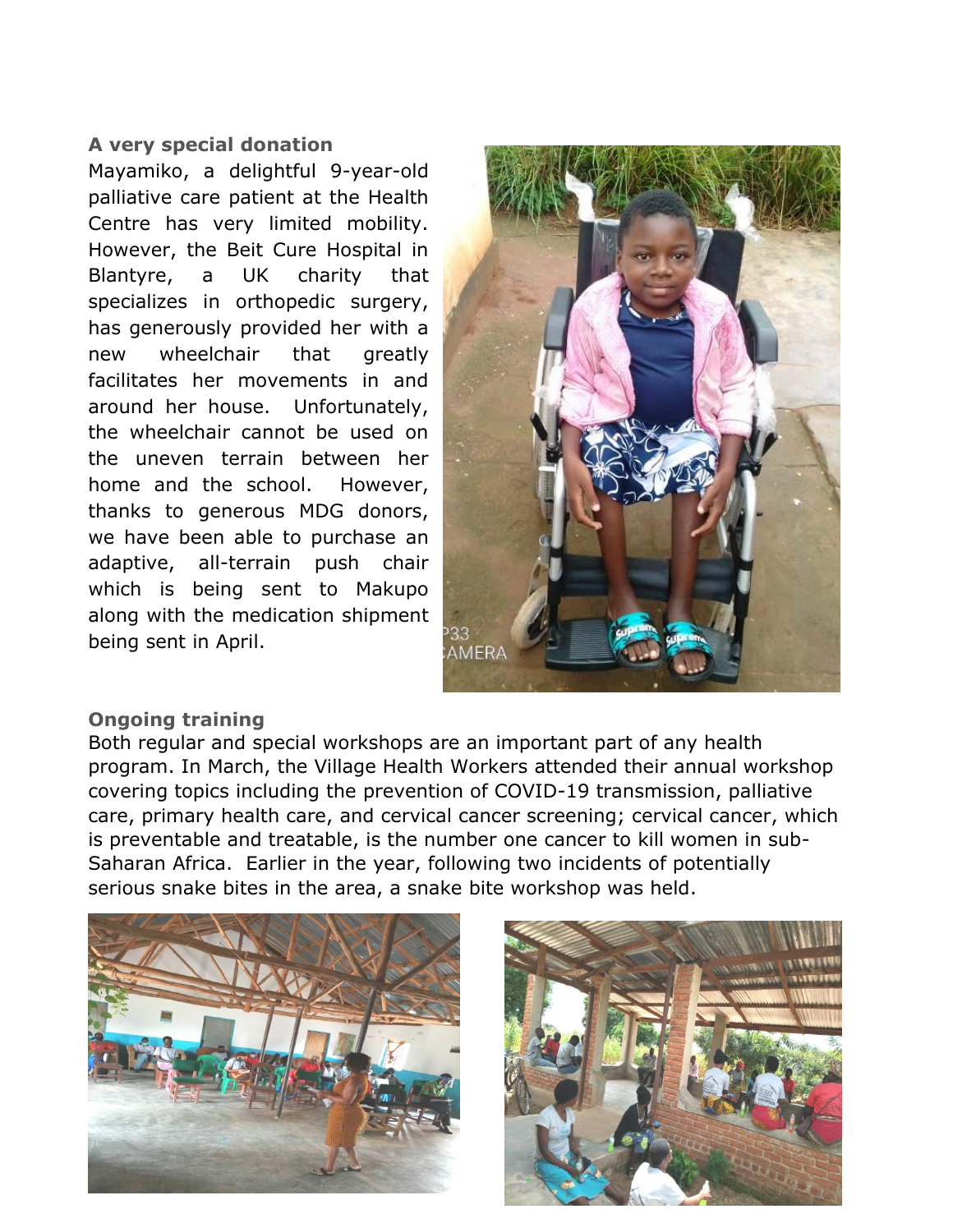**A very special donation**

Mayamiko, a delightful 9-year-old palliative care patient at the Health Centre has very limited mobility. However, the Beit Cure Hospital in Blantyre, a UK charity that specializes in orthopedic surgery, has generously provided her with a new wheelchair that greatly facilitates her movements in and around her house. Unfortunately, the wheelchair cannot be used on the uneven terrain between her home and the school. However, thanks to generous MDG donors, we have been able to purchase an adaptive, all-terrain push chair which is being sent to Makupo along with the medication shipment being sent in April.

**Ongoing training**

Both regular and special workshops are an important part of any health program. In March, the Village Health Workers attended their annual workshop covering topics including the prevention of COVID-19 transmission, palliative care, primary health care, and cervical cancer screening; cervical cancer, which is preventable and treatable, is the number one cancer to kill women in sub-Saharan Africa. Earlier in the year, following two incidents of potentially serious snake bites in the area, a snake bite workshop was held.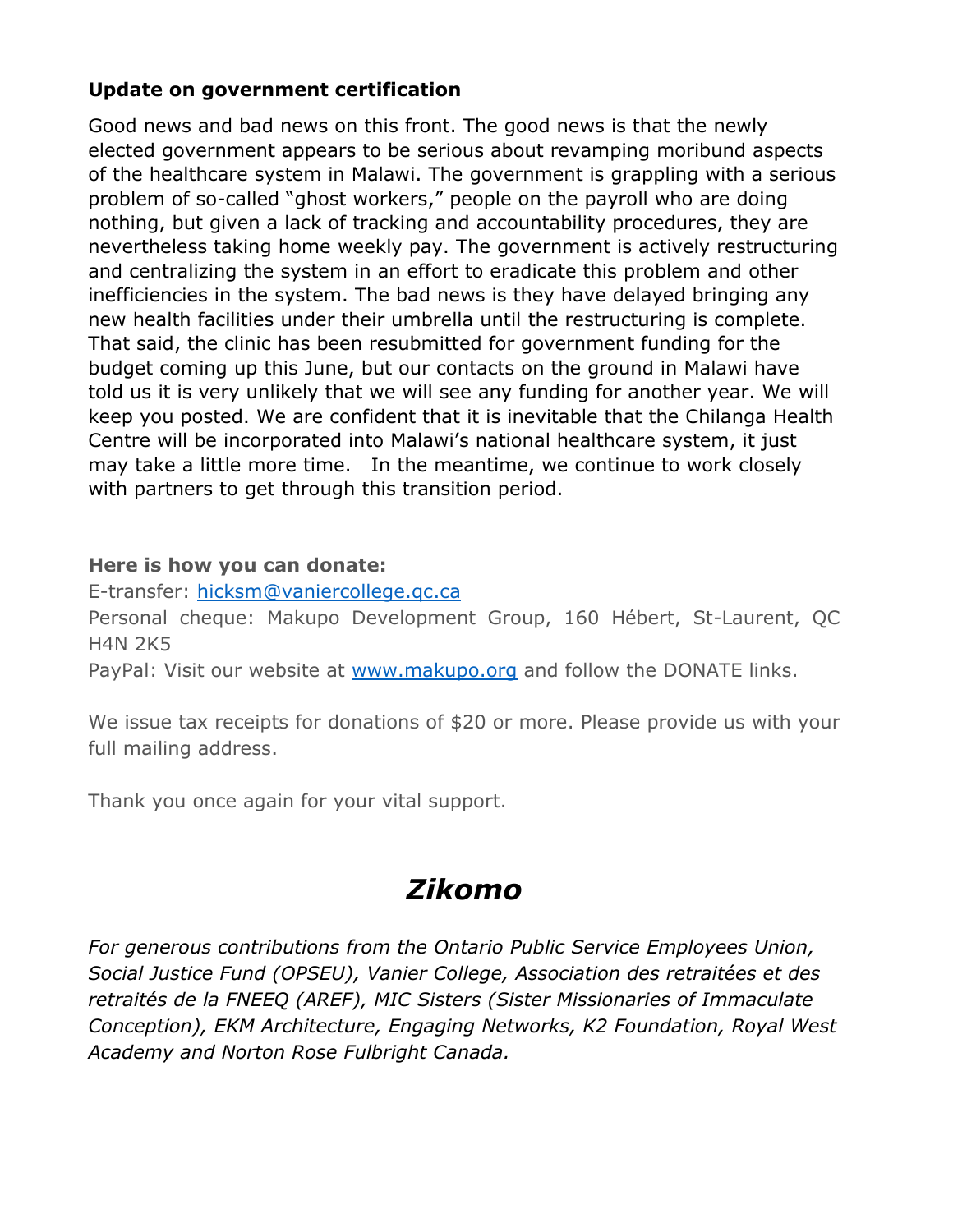**Update on government certification**

Good news and bad news on this front. The good news is that the newly elected government appears to be serious about revamping moribund aspects of the healthcare system in Malawi. The government is grappling with a serious problem of so-called "ghost workers," people on the payroll who are doing nothing, but given a lack of tracking and accountability procedures, they are nevertheless taking home weekly pay. The government is actively restructuring and centralizing the system in an effort to eradicate this problem and other inefficiencies in the system. The bad news is they have delayed bringing any new health facilities under their umbrella until the restructuring is complete. That said, the clinic has been resubmitted for government funding for the budget coming up this June, but our contacts on the ground in Malawi have told us it is very unlikely that we will see any funding for another year. We will keep you posted. We are confident that it is inevitable that the Chilanga Health Centre will be incorporated into Malawi's national healthcare system, it just may take a little more time. In the meantime, we continue to work closely with partners to get through this transition period.

**Here is how you can donate:**

E-transfer: hicksm@vaniercollege.qc.ca
Personal cheque: Makupo Development Group, 160 Hébert, St-Laurent, QC H4N 2K5
PayPal: Visit our website at www.makupo.org and follow the DONATE links.

We issue tax receipts for donations of $20 or more. Please provide us with your full mailing address.

Thank you once again for your vital support.

# *Zikomo*

*For generous contributions from the Ontario Public Service Employees Union, Social Justice Fund (OPSEU), Vanier College, Association des retraitées et des retraités de la FNEEQ (AREF), MIC Sisters (Sister Missionaries of Immaculate Conception), EKM Architecture, Engaging Networks, K2 Foundation, Royal West Academy and Norton Rose Fulbright Canada.*